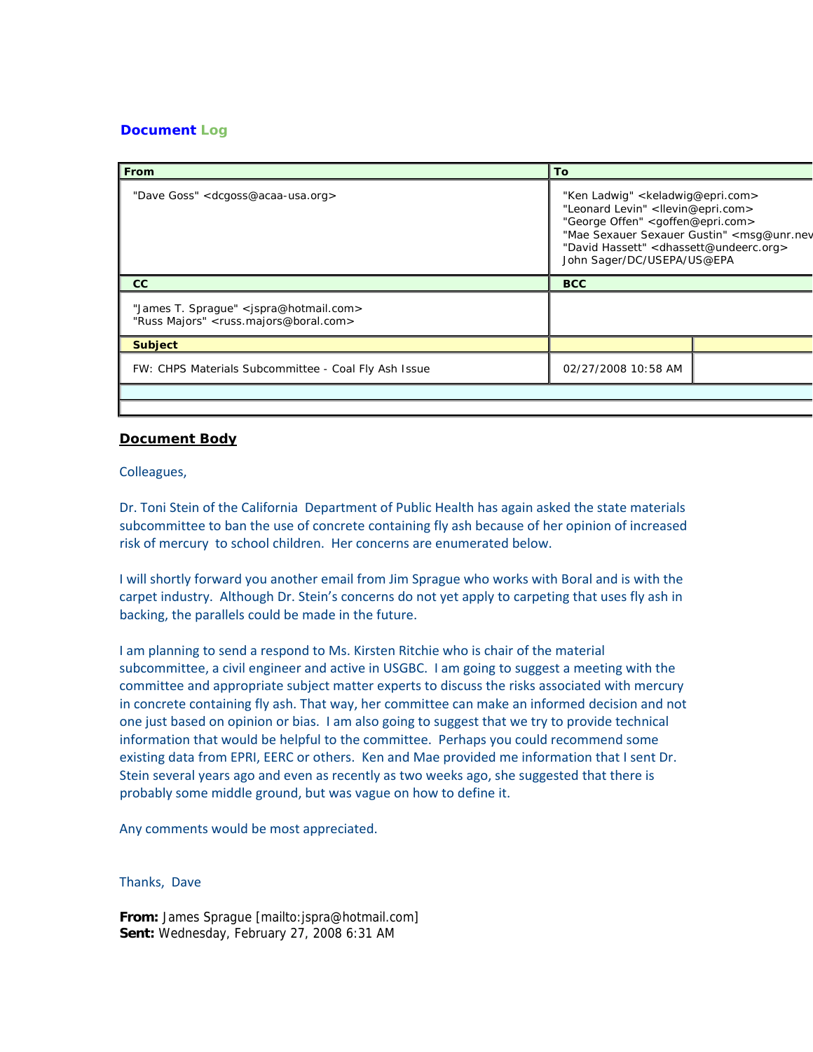## Document Log

| From | To |
|---|---|
| "Dave Goss" <dcgoss@acaa-usa.org> | "Ken Ladwig" <keladwig@epri.com><br>"Leonard Levin" <llevin@epri.com><br>"George Offen" <goffen@epri.com><br>"Mae Sexauer Sexauer Gustin" <msg@unr.nev<br>"David Hassett" <dhassett@undeerc.org><br>John Sager/DC/USEPA/US@EPA |
| **CC** | **BCC** |
| "James T. Sprague" <jspra@hotmail.com><br>"Russ Majors" <russ.majors@boral.com> | |
| **Subject** | |
| FW: CHPS Materials Subcommittee - Coal Fly Ash Issue | 02/27/2008 10:58 AM |

### Document Body

Colleagues,

Dr. Toni Stein of the California Department of Public Health has again asked the state materials subcommittee to ban the use of concrete containing fly ash because of her opinion of increased risk of mercury to school children. Her concerns are enumerated below.

I will shortly forward you another email from Jim Sprague who works with Boral and is with the carpet industry. Although Dr. Stein's concerns do not yet apply to carpeting that uses fly ash in backing, the parallels could be made in the future.

I am planning to send a respond to Ms. Kirsten Ritchie who is chair of the material subcommittee, a civil engineer and active in USGBC. I am going to suggest a meeting with the committee and appropriate subject matter experts to discuss the risks associated with mercury in concrete containing fly ash. That way, her committee can make an informed decision and not one just based on opinion or bias. I am also going to suggest that we try to provide technical information that would be helpful to the committee. Perhaps you could recommend some existing data from EPRI, EERC or others. Ken and Mae provided me information that I sent Dr. Stein several years ago and even as recently as two weeks ago, she suggested that there is probably some middle ground, but was vague on how to define it.

Any comments would be most appreciated.

Thanks, Dave

**From:** James Sprague [mailto:jspra@hotmail.com]
**Sent:** Wednesday, February 27, 2008 6:31 AM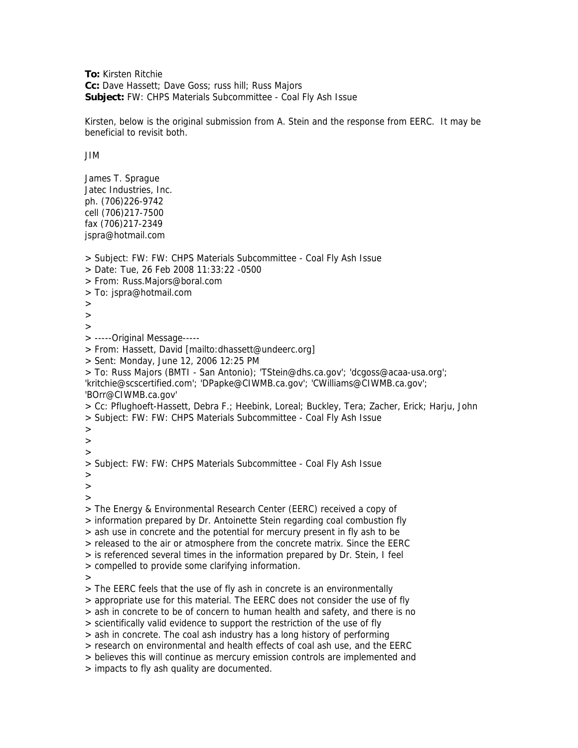**To:** Kirsten Ritchie
**Cc:** Dave Hassett; Dave Goss; russ hill; Russ Majors
**Subject:** FW: CHPS Materials Subcommittee - Coal Fly Ash Issue

Kirsten, below is the original submission from A. Stein and the response from EERC. It may be beneficial to revisit both.

JIM

James T. Sprague
Jatec Industries, Inc.
ph. (706)226-9742
cell (706)217-7500
fax (706)217-2349
jspra@hotmail.com

> Subject: FW: FW: CHPS Materials Subcommittee - Coal Fly Ash Issue
> Date: Tue, 26 Feb 2008 11:33:22 -0500
> From: Russ.Majors@boral.com
> To: jspra@hotmail.com
>
>
>
> -----Original Message-----
> From: Hassett, David [mailto:dhassett@undeerc.org]
> Sent: Monday, June 12, 2006 12:25 PM
> To: Russ Majors (BMTI - San Antonio); 'TStein@dhs.ca.gov'; 'dcgoss@acaa-usa.org'; 'kritchie@scscertified.com'; 'DPapke@CIWMB.ca.gov'; 'CWilliams@CIWMB.ca.gov'; 'BOrr@CIWMB.ca.gov'
> Cc: Pflughoeft-Hassett, Debra F.; Heebink, Loreal; Buckley, Tera; Zacher, Erick; Harju, John
> Subject: FW: FW: CHPS Materials Subcommittee - Coal Fly Ash Issue
>
>
>
> Subject: FW: FW: CHPS Materials Subcommittee - Coal Fly Ash Issue
>
>
>
> The Energy & Environmental Research Center (EERC) received a copy of
> information prepared by Dr. Antoinette Stein regarding coal combustion fly
> ash use in concrete and the potential for mercury present in fly ash to be
> released to the air or atmosphere from the concrete matrix. Since the EERC
> is referenced several times in the information prepared by Dr. Stein, I feel
> compelled to provide some clarifying information.
>
> The EERC feels that the use of fly ash in concrete is an environmentally
> appropriate use for this material. The EERC does not consider the use of fly
> ash in concrete to be of concern to human health and safety, and there is no
> scientifically valid evidence to support the restriction of the use of fly
> ash in concrete. The coal ash industry has a long history of performing
> research on environmental and health effects of coal ash use, and the EERC
> believes this will continue as mercury emission controls are implemented and
> impacts to fly ash quality are documented.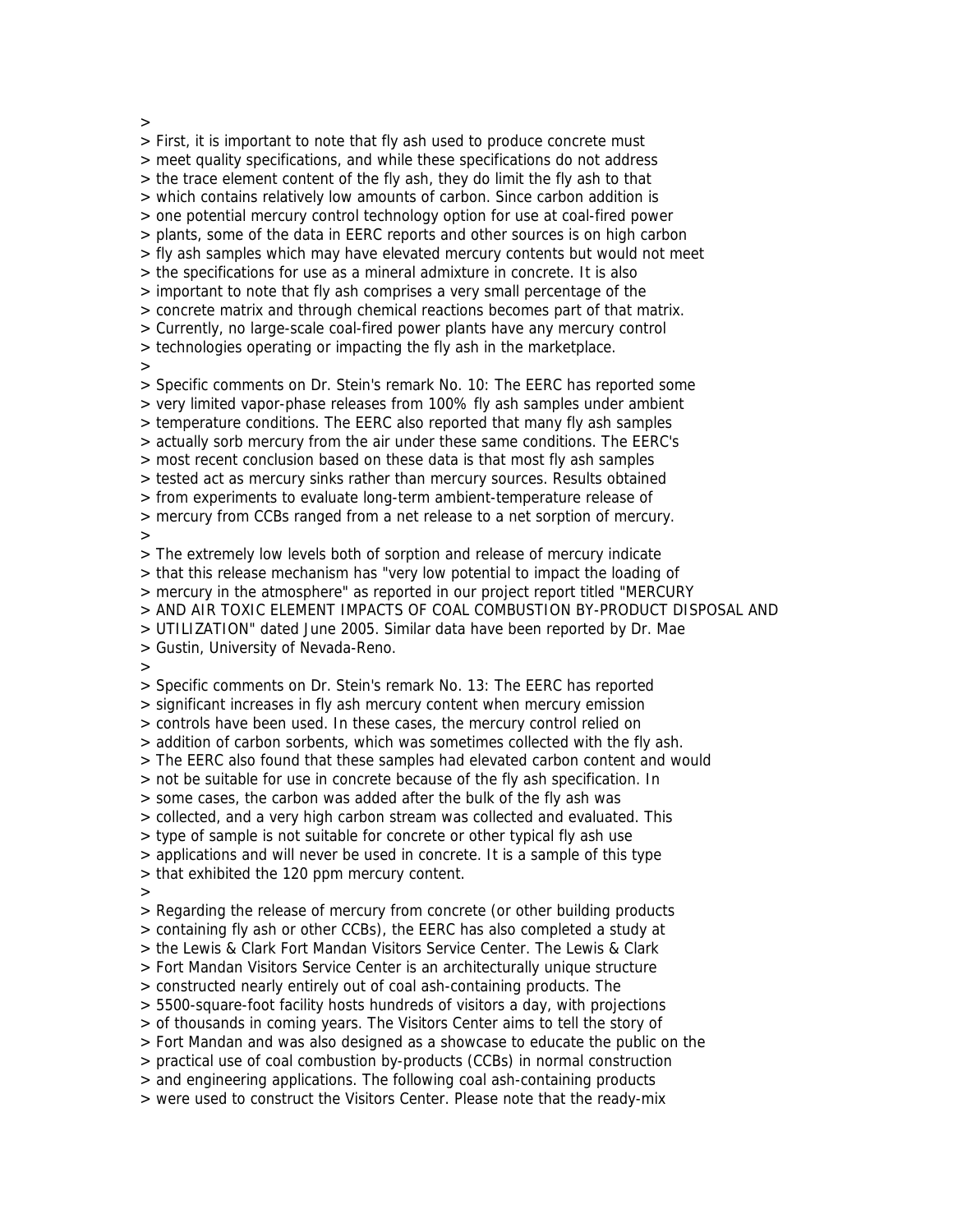>
> First, it is important to note that fly ash used to produce concrete must
> meet quality specifications, and while these specifications do not address
> the trace element content of the fly ash, they do limit the fly ash to that
> which contains relatively low amounts of carbon. Since carbon addition is
> one potential mercury control technology option for use at coal-fired power
> plants, some of the data in EERC reports and other sources is on high carbon
> fly ash samples which may have elevated mercury contents but would not meet
> the specifications for use as a mineral admixture in concrete. It is also
> important to note that fly ash comprises a very small percentage of the
> concrete matrix and through chemical reactions becomes part of that matrix.
> Currently, no large-scale coal-fired power plants have any mercury control
> technologies operating or impacting the fly ash in the marketplace.
>
> Specific comments on Dr. Stein's remark No. 10: The EERC has reported some
> very limited vapor-phase releases from 100% fly ash samples under ambient
> temperature conditions. The EERC also reported that many fly ash samples
> actually sorb mercury from the air under these same conditions. The EERC's
> most recent conclusion based on these data is that most fly ash samples
> tested act as mercury sinks rather than mercury sources. Results obtained
> from experiments to evaluate long-term ambient-temperature release of
> mercury from CCBs ranged from a net release to a net sorption of mercury.
>
> The extremely low levels both of sorption and release of mercury indicate
> that this release mechanism has "very low potential to impact the loading of
> mercury in the atmosphere" as reported in our project report titled "MERCURY
> AND AIR TOXIC ELEMENT IMPACTS OF COAL COMBUSTION BY-PRODUCT DISPOSAL AND
> UTILIZATION" dated June 2005. Similar data have been reported by Dr. Mae
> Gustin, University of Nevada-Reno.
>
> Specific comments on Dr. Stein's remark No. 13: The EERC has reported
> significant increases in fly ash mercury content when mercury emission
> controls have been used. In these cases, the mercury control relied on
> addition of carbon sorbents, which was sometimes collected with the fly ash.
> The EERC also found that these samples had elevated carbon content and would
> not be suitable for use in concrete because of the fly ash specification. In
> some cases, the carbon was added after the bulk of the fly ash was
> collected, and a very high carbon stream was collected and evaluated. This
> type of sample is not suitable for concrete or other typical fly ash use
> applications and will never be used in concrete. It is a sample of this type
> that exhibited the 120 ppm mercury content.
>
> Regarding the release of mercury from concrete (or other building products
> containing fly ash or other CCBs), the EERC has also completed a study at
> the Lewis & Clark Fort Mandan Visitors Service Center. The Lewis & Clark
> Fort Mandan Visitors Service Center is an architecturally unique structure
> constructed nearly entirely out of coal ash-containing products. The
> 5500-square-foot facility hosts hundreds of visitors a day, with projections
> of thousands in coming years. The Visitors Center aims to tell the story of
> Fort Mandan and was also designed as a showcase to educate the public on the
> practical use of coal combustion by-products (CCBs) in normal construction
> and engineering applications. The following coal ash-containing products
> were used to construct the Visitors Center. Please note that the ready-mix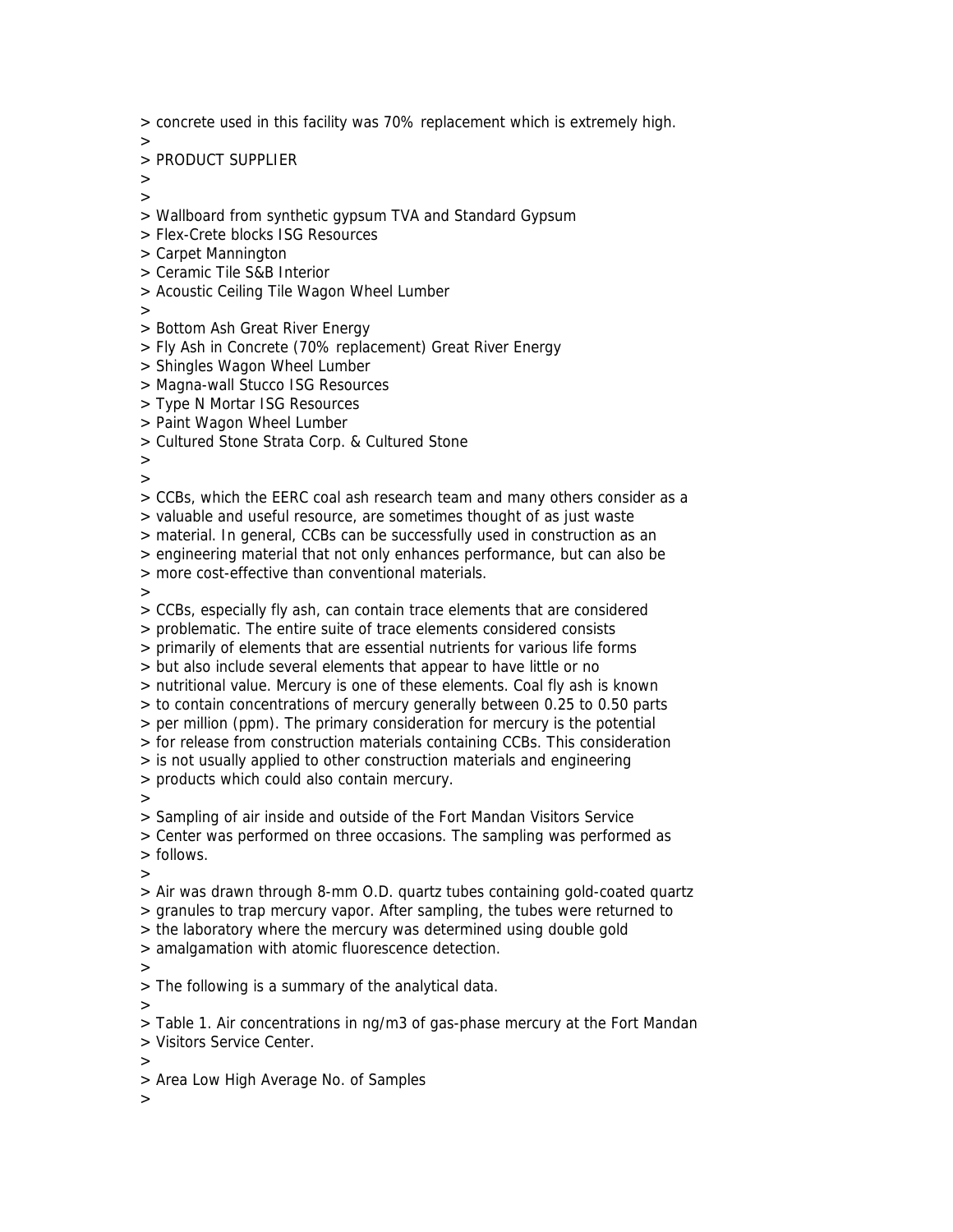> concrete used in this facility was 70% replacement which is extremely high.
>
> PRODUCT SUPPLIER
>
>
> Wallboard from synthetic gypsum TVA and Standard Gypsum
> Flex-Crete blocks ISG Resources
> Carpet Mannington
> Ceramic Tile S&B Interior
> Acoustic Ceiling Tile Wagon Wheel Lumber
>
> Bottom Ash Great River Energy
> Fly Ash in Concrete (70% replacement) Great River Energy
> Shingles Wagon Wheel Lumber
> Magna-wall Stucco ISG Resources
> Type N Mortar ISG Resources
> Paint Wagon Wheel Lumber
> Cultured Stone Strata Corp. & Cultured Stone
>
>
> CCBs, which the EERC coal ash research team and many others consider as a
> valuable and useful resource, are sometimes thought of as just waste
> material. In general, CCBs can be successfully used in construction as an
> engineering material that not only enhances performance, but can also be
> more cost-effective than conventional materials.
>
> CCBs, especially fly ash, can contain trace elements that are considered
> problematic. The entire suite of trace elements considered consists
> primarily of elements that are essential nutrients for various life forms
> but also include several elements that appear to have little or no
> nutritional value. Mercury is one of these elements. Coal fly ash is known
> to contain concentrations of mercury generally between 0.25 to 0.50 parts
> per million (ppm). The primary consideration for mercury is the potential
> for release from construction materials containing CCBs. This consideration
> is not usually applied to other construction materials and engineering
> products which could also contain mercury.
>
> Sampling of air inside and outside of the Fort Mandan Visitors Service
> Center was performed on three occasions. The sampling was performed as
> follows.
>
> Air was drawn through 8-mm O.D. quartz tubes containing gold-coated quartz
> granules to trap mercury vapor. After sampling, the tubes were returned to
> the laboratory where the mercury was determined using double gold
> amalgamation with atomic fluorescence detection.
>
> The following is a summary of the analytical data.
>
> Table 1. Air concentrations in ng/m3 of gas-phase mercury at the Fort Mandan
> Visitors Service Center.
>
> Area Low High Average No. of Samples
>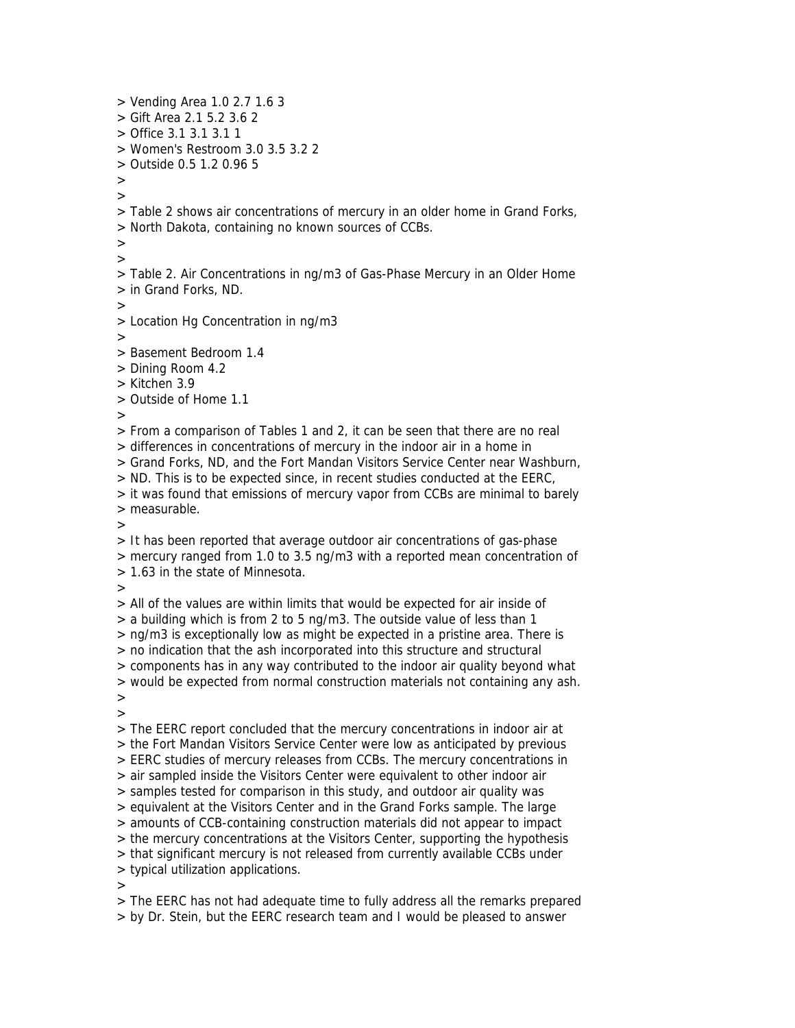> Vending Area 1.0 2.7 1.6 3
> Gift Area 2.1 5.2 3.6 2
> Office 3.1 3.1 3.1 1
> Women's Restroom 3.0 3.5 3.2 2
> Outside 0.5 1.2 0.96 5
>
>
> Table 2 shows air concentrations of mercury in an older home in Grand Forks,
> North Dakota, containing no known sources of CCBs.
>
>
> Table 2. Air Concentrations in ng/m3 of Gas-Phase Mercury in an Older Home
> in Grand Forks, ND.
>
> Location Hg Concentration in ng/m3
>
> Basement Bedroom 1.4
> Dining Room 4.2
> Kitchen 3.9
> Outside of Home 1.1
>
> From a comparison of Tables 1 and 2, it can be seen that there are no real
> differences in concentrations of mercury in the indoor air in a home in
> Grand Forks, ND, and the Fort Mandan Visitors Service Center near Washburn,
> ND. This is to be expected since, in recent studies conducted at the EERC,
> it was found that emissions of mercury vapor from CCBs are minimal to barely
> measurable.
>
> It has been reported that average outdoor air concentrations of gas-phase
> mercury ranged from 1.0 to 3.5 ng/m3 with a reported mean concentration of
> 1.63 in the state of Minnesota.
>
> All of the values are within limits that would be expected for air inside of
> a building which is from 2 to 5 ng/m3. The outside value of less than 1
> ng/m3 is exceptionally low as might be expected in a pristine area. There is
> no indication that the ash incorporated into this structure and structural
> components has in any way contributed to the indoor air quality beyond what
> would be expected from normal construction materials not containing any ash.
>
>
> The EERC report concluded that the mercury concentrations in indoor air at
> the Fort Mandan Visitors Service Center were low as anticipated by previous
> EERC studies of mercury releases from CCBs. The mercury concentrations in
> air sampled inside the Visitors Center were equivalent to other indoor air
> samples tested for comparison in this study, and outdoor air quality was
> equivalent at the Visitors Center and in the Grand Forks sample. The large
> amounts of CCB-containing construction materials did not appear to impact
> the mercury concentrations at the Visitors Center, supporting the hypothesis
> that significant mercury is not released from currently available CCBs under
> typical utilization applications.
>
> The EERC has not had adequate time to fully address all the remarks prepared
> by Dr. Stein, but the EERC research team and I would be pleased to answer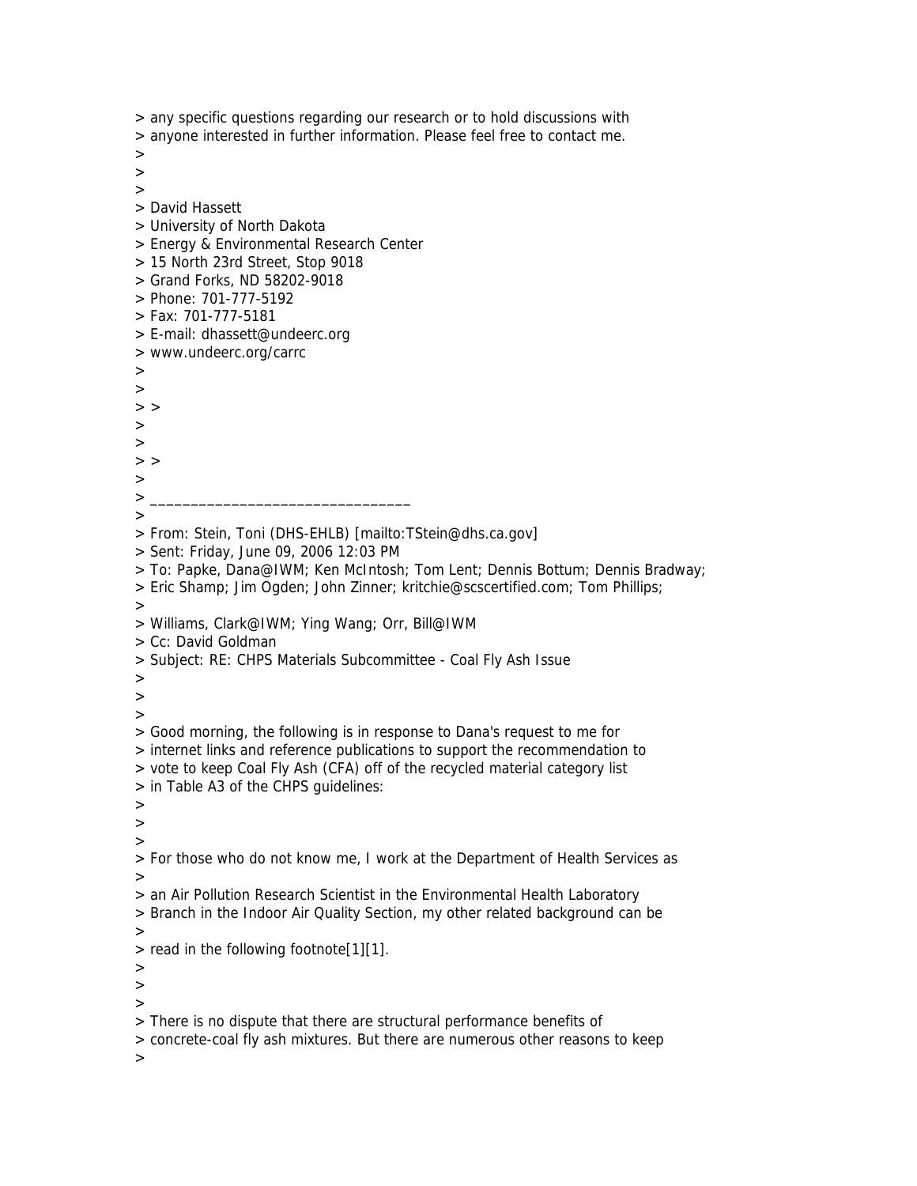> any specific questions regarding our research or to hold discussions with
> anyone interested in further information. Please feel free to contact me.
>
>
>
> David Hassett
> University of North Dakota
> Energy & Environmental Research Center
> 15 North 23rd Street, Stop 9018
> Grand Forks, ND 58202-9018
> Phone: 701-777-5192
> Fax: 701-777-5181
> E-mail: dhassett@undeerc.org
> www.undeerc.org/carrc
>
>
> >
>
>
> >
>
> ________________________________
>
> From: Stein, Toni (DHS-EHLB) [mailto:TStein@dhs.ca.gov]
> Sent: Friday, June 09, 2006 12:03 PM
> To: Papke, Dana@IWM; Ken McIntosh; Tom Lent; Dennis Bottum; Dennis Bradway;
> Eric Shamp; Jim Ogden; John Zinner; kritchie@scscertified.com; Tom Phillips;
>
> Williams, Clark@IWM; Ying Wang; Orr, Bill@IWM
> Cc: David Goldman
> Subject: RE: CHPS Materials Subcommittee - Coal Fly Ash Issue
>
>
>
> Good morning, the following is in response to Dana's request to me for
> internet links and reference publications to support the recommendation to
> vote to keep Coal Fly Ash (CFA) off of the recycled material category list
> in Table A3 of the CHPS guidelines:
>
>
>
> For those who do not know me, I work at the Department of Health Services as
>
> an Air Pollution Research Scientist in the Environmental Health Laboratory
> Branch in the Indoor Air Quality Section, my other related background can be
>
> read in the following footnote[1][1].
>
>
>
> There is no dispute that there are structural performance benefits of
> concrete-coal fly ash mixtures. But there are numerous other reasons to keep
>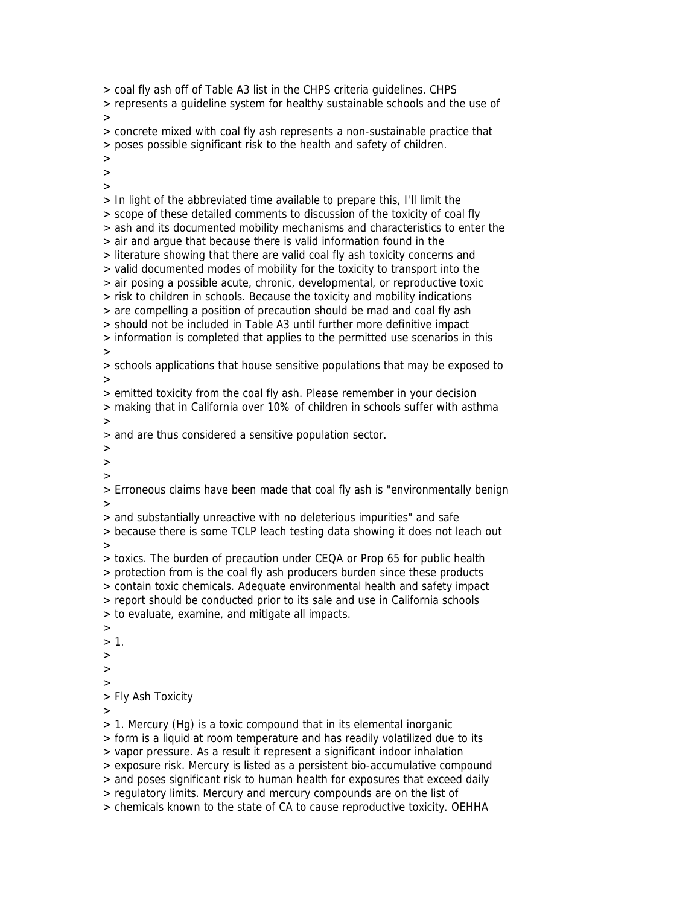> coal fly ash off of Table A3 list in the CHPS criteria guidelines. CHPS
> represents a guideline system for healthy sustainable schools and the use of
>
> concrete mixed with coal fly ash represents a non-sustainable practice that
> poses possible significant risk to the health and safety of children.
>
>
>
> In light of the abbreviated time available to prepare this, I'll limit the
> scope of these detailed comments to discussion of the toxicity of coal fly
> ash and its documented mobility mechanisms and characteristics to enter the
> air and argue that because there is valid information found in the
> literature showing that there are valid coal fly ash toxicity concerns and
> valid documented modes of mobility for the toxicity to transport into the
> air posing a possible acute, chronic, developmental, or reproductive toxic
> risk to children in schools. Because the toxicity and mobility indications
> are compelling a position of precaution should be mad and coal fly ash
> should not be included in Table A3 until further more definitive impact
> information is completed that applies to the permitted use scenarios in this
>
> schools applications that house sensitive populations that may be exposed to
>
> emitted toxicity from the coal fly ash. Please remember in your decision
> making that in California over 10% of children in schools suffer with asthma
>
> and are thus considered a sensitive population sector.
>
>
>
> Erroneous claims have been made that coal fly ash is "environmentally benign
>
> and substantially unreactive with no deleterious impurities" and safe
> because there is some TCLP leach testing data showing it does not leach out
>
> toxics. The burden of precaution under CEQA or Prop 65 for public health
> protection from is the coal fly ash producers burden since these products
> contain toxic chemicals. Adequate environmental health and safety impact
> report should be conducted prior to its sale and use in California schools
> to evaluate, examine, and mitigate all impacts.
>
> 1.
>
>
>
> Fly Ash Toxicity
>
> 1. Mercury (Hg) is a toxic compound that in its elemental inorganic
> form is a liquid at room temperature and has readily volatilized due to its
> vapor pressure. As a result it represent a significant indoor inhalation
> exposure risk. Mercury is listed as a persistent bio-accumulative compound
> and poses significant risk to human health for exposures that exceed daily
> regulatory limits. Mercury and mercury compounds are on the list of
> chemicals known to the state of CA to cause reproductive toxicity. OEHHA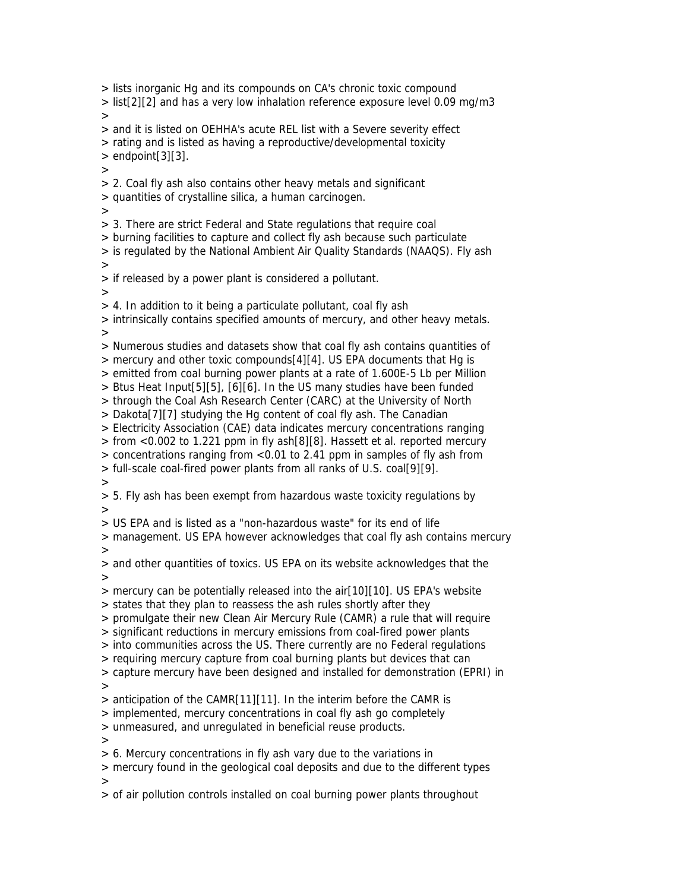> lists inorganic Hg and its compounds on CA's chronic toxic compound
> list[2][2] and has a very low inhalation reference exposure level 0.09 mg/m3
>
> and it is listed on OEHHA's acute REL list with a Severe severity effect
> rating and is listed as having a reproductive/developmental toxicity
> endpoint[3][3].
>
> 2. Coal fly ash also contains other heavy metals and significant
> quantities of crystalline silica, a human carcinogen.
>
> 3. There are strict Federal and State regulations that require coal
> burning facilities to capture and collect fly ash because such particulate
> is regulated by the National Ambient Air Quality Standards (NAAQS). Fly ash
>
> if released by a power plant is considered a pollutant.
>
> 4. In addition to it being a particulate pollutant, coal fly ash
> intrinsically contains specified amounts of mercury, and other heavy metals.
>
> Numerous studies and datasets show that coal fly ash contains quantities of
> mercury and other toxic compounds[4][4]. US EPA documents that Hg is
> emitted from coal burning power plants at a rate of 1.600E-5 Lb per Million
> Btus Heat Input[5][5], [6][6]. In the US many studies have been funded
> through the Coal Ash Research Center (CARC) at the University of North
> Dakota[7][7] studying the Hg content of coal fly ash. The Canadian
> Electricity Association (CAE) data indicates mercury concentrations ranging
> from <0.002 to 1.221 ppm in fly ash[8][8]. Hassett et al. reported mercury
> concentrations ranging from <0.01 to 2.41 ppm in samples of fly ash from
> full-scale coal-fired power plants from all ranks of U.S. coal[9][9].
>
> 5. Fly ash has been exempt from hazardous waste toxicity regulations by
>
> US EPA and is listed as a "non-hazardous waste" for its end of life
> management. US EPA however acknowledges that coal fly ash contains mercury
>
> and other quantities of toxics. US EPA on its website acknowledges that the
>
> mercury can be potentially released into the air[10][10]. US EPA's website
> states that they plan to reassess the ash rules shortly after they
> promulgate their new Clean Air Mercury Rule (CAMR) a rule that will require
> significant reductions in mercury emissions from coal-fired power plants
> into communities across the US. There currently are no Federal regulations
> requiring mercury capture from coal burning plants but devices that can
> capture mercury have been designed and installed for demonstration (EPRI) in
>
> anticipation of the CAMR[11][11]. In the interim before the CAMR is
> implemented, mercury concentrations in coal fly ash go completely
> unmeasured, and unregulated in beneficial reuse products.
>
> 6. Mercury concentrations in fly ash vary due to the variations in
> mercury found in the geological coal deposits and due to the different types
>
> of air pollution controls installed on coal burning power plants throughout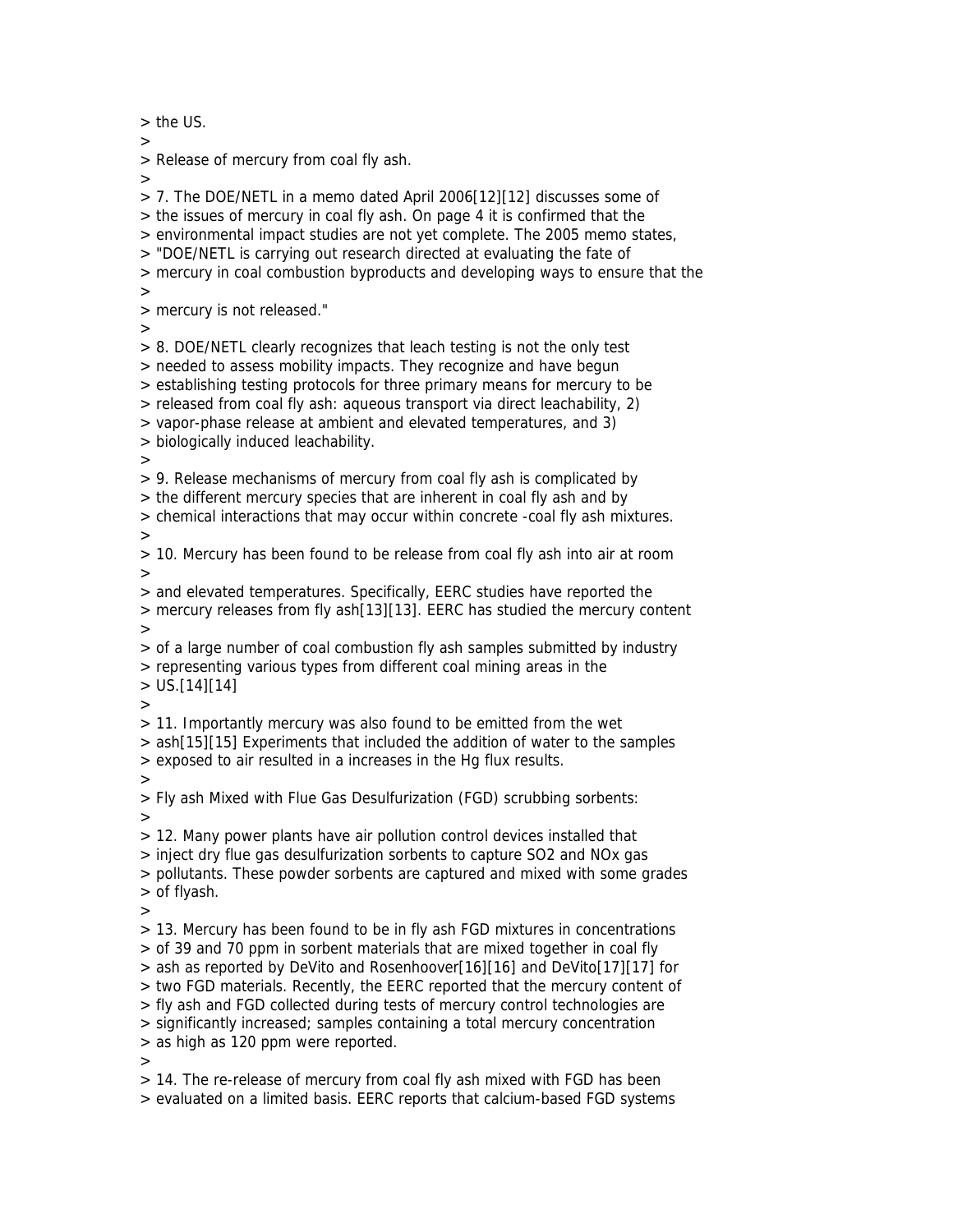> the US.
>
> Release of mercury from coal fly ash.
>
> 7. The DOE/NETL in a memo dated April 2006[12][12] discusses some of
> the issues of mercury in coal fly ash. On page 4 it is confirmed that the
> environmental impact studies are not yet complete. The 2005 memo states,
> "DOE/NETL is carrying out research directed at evaluating the fate of
> mercury in coal combustion byproducts and developing ways to ensure that the
>
> mercury is not released."
>
> 8. DOE/NETL clearly recognizes that leach testing is not the only test
> needed to assess mobility impacts. They recognize and have begun
> establishing testing protocols for three primary means for mercury to be
> released from coal fly ash: aqueous transport via direct leachability, 2)
> vapor-phase release at ambient and elevated temperatures, and 3)
> biologically induced leachability.
>
> 9. Release mechanisms of mercury from coal fly ash is complicated by
> the different mercury species that are inherent in coal fly ash and by
> chemical interactions that may occur within concrete -coal fly ash mixtures.
>
> 10. Mercury has been found to be release from coal fly ash into air at room
>
> and elevated temperatures. Specifically, EERC studies have reported the
> mercury releases from fly ash[13][13]. EERC has studied the mercury content
>
> of a large number of coal combustion fly ash samples submitted by industry
> representing various types from different coal mining areas in the
> US.[14][14]
>
> 11. Importantly mercury was also found to be emitted from the wet
> ash[15][15] Experiments that included the addition of water to the samples
> exposed to air resulted in a increases in the Hg flux results.
>
> Fly ash Mixed with Flue Gas Desulfurization (FGD) scrubbing sorbents:
>
> 12. Many power plants have air pollution control devices installed that
> inject dry flue gas desulfurization sorbents to capture $SO_2$ and $NO_x$ gas
> pollutants. These powder sorbents are captured and mixed with some grades
> of flyash.
>
> 13. Mercury has been found to be in fly ash FGD mixtures in concentrations
> of 39 and 70 ppm in sorbent materials that are mixed together in coal fly
> ash as reported by DeVito and Rosenhoover[16][16] and DeVito[17][17] for
> two FGD materials. Recently, the EERC reported that the mercury content of
> fly ash and FGD collected during tests of mercury control technologies are
> significantly increased; samples containing a total mercury concentration
> as high as 120 ppm were reported.
>
> 14. The re-release of mercury from coal fly ash mixed with FGD has been
> evaluated on a limited basis. EERC reports that calcium-based FGD systems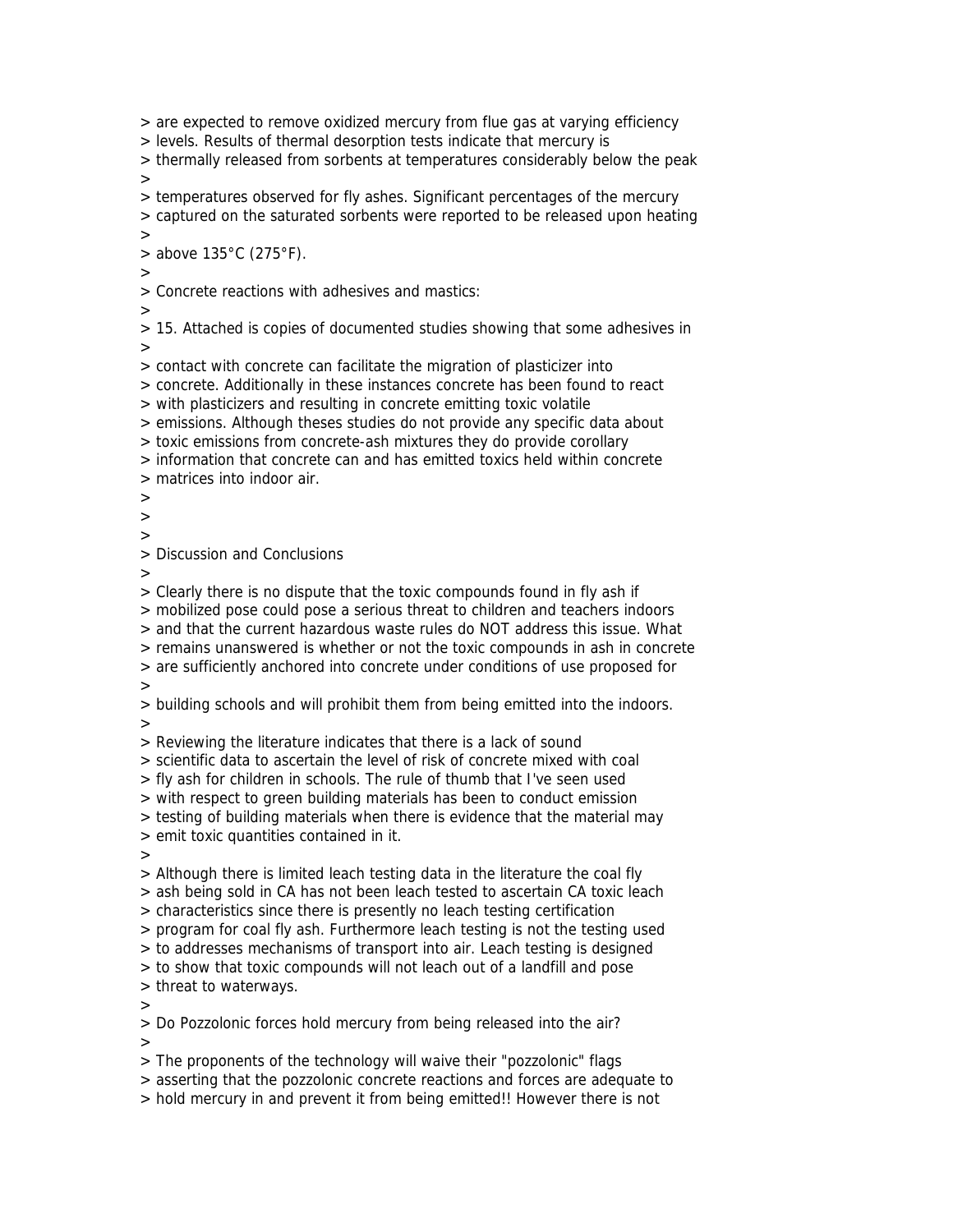are expected to remove oxidized mercury from flue gas at varying efficiency levels. Results of thermal desorption tests indicate that mercury is thermally released from sorbents at temperatures considerably below the peak temperatures observed for fly ashes. Significant percentages of the mercury captured on the saturated sorbents were reported to be released upon heating above 135°C (275°F).

Concrete reactions with adhesives and mastics:

15. Attached is copies of documented studies showing that some adhesives in contact with concrete can facilitate the migration of plasticizer into concrete. Additionally in these instances concrete has been found to react with plasticizers and resulting in concrete emitting toxic volatile emissions. Although theses studies do not provide any specific data about toxic emissions from concrete-ash mixtures they do provide corollary information that concrete can and has emitted toxics held within concrete matrices into indoor air.

Discussion and Conclusions

Clearly there is no dispute that the toxic compounds found in fly ash if mobilized pose could pose a serious threat to children and teachers indoors and that the current hazardous waste rules do NOT address this issue. What remains unanswered is whether or not the toxic compounds in ash in concrete are sufficiently anchored into concrete under conditions of use proposed for building schools and will prohibit them from being emitted into the indoors.

Reviewing the literature indicates that there is a lack of sound scientific data to ascertain the level of risk of concrete mixed with coal fly ash for children in schools. The rule of thumb that I've seen used with respect to green building materials has been to conduct emission testing of building materials when there is evidence that the material may emit toxic quantities contained in it.

Although there is limited leach testing data in the literature the coal fly ash being sold in CA has not been leach tested to ascertain CA toxic leach characteristics since there is presently no leach testing certification program for coal fly ash. Furthermore leach testing is not the testing used to addresses mechanisms of transport into air. Leach testing is designed to show that toxic compounds will not leach out of a landfill and pose threat to waterways.

Do Pozzolonic forces hold mercury from being released into the air?

The proponents of the technology will waive their "pozzolonic" flags asserting that the pozzolonic concrete reactions and forces are adequate to hold mercury in and prevent it from being emitted!! However there is not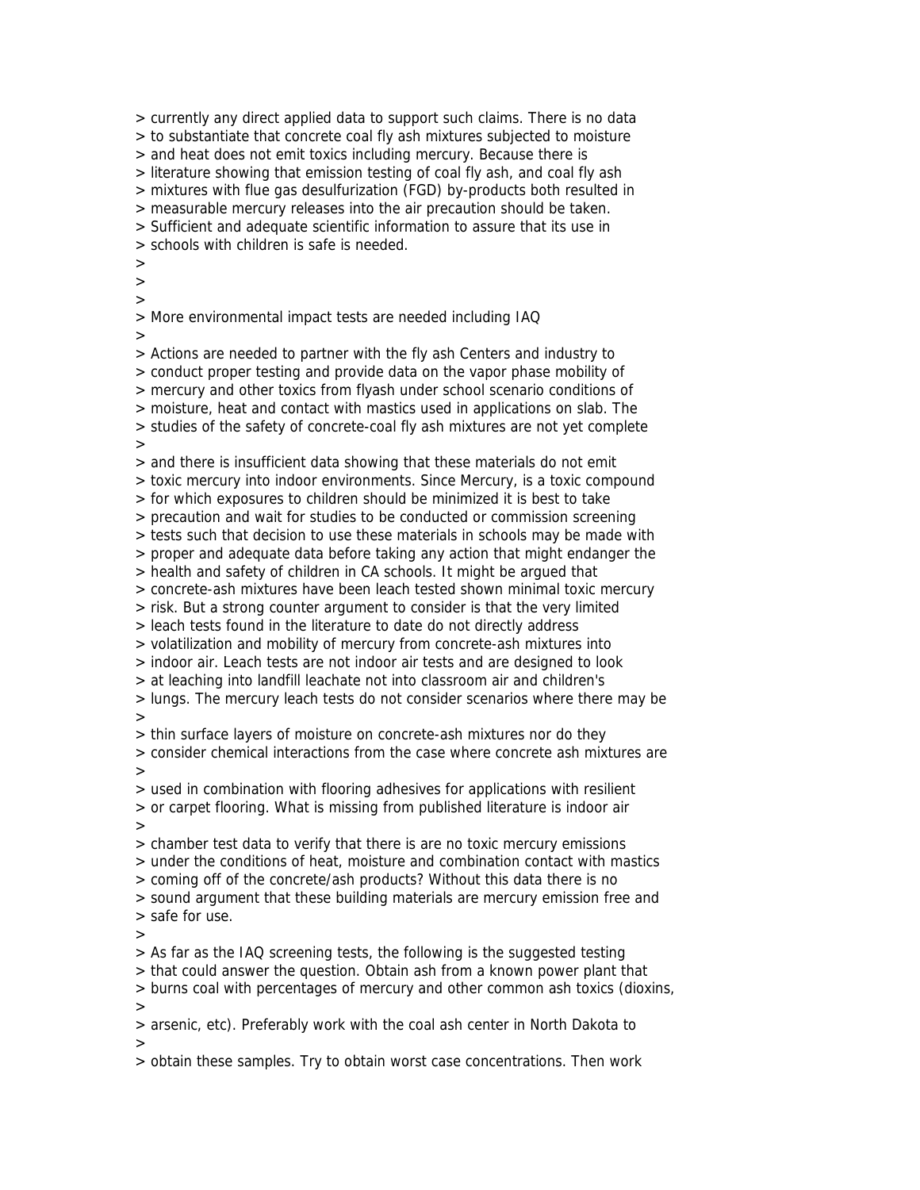> currently any direct applied data to support such claims. There is no data
> to substantiate that concrete coal fly ash mixtures subjected to moisture
> and heat does not emit toxics including mercury. Because there is
> literature showing that emission testing of coal fly ash, and coal fly ash
> mixtures with flue gas desulfurization (FGD) by-products both resulted in
> measurable mercury releases into the air precaution should be taken.
> Sufficient and adequate scientific information to assure that its use in
> schools with children is safe is needed.
>
>
>
> More environmental impact tests are needed including IAQ
>
> Actions are needed to partner with the fly ash Centers and industry to
> conduct proper testing and provide data on the vapor phase mobility of
> mercury and other toxics from flyash under school scenario conditions of
> moisture, heat and contact with mastics used in applications on slab. The
> studies of the safety of concrete-coal fly ash mixtures are not yet complete
>
> and there is insufficient data showing that these materials do not emit
> toxic mercury into indoor environments. Since Mercury, is a toxic compound
> for which exposures to children should be minimized it is best to take
> precaution and wait for studies to be conducted or commission screening
> tests such that decision to use these materials in schools may be made with
> proper and adequate data before taking any action that might endanger the
> health and safety of children in CA schools. It might be argued that
> concrete-ash mixtures have been leach tested shown minimal toxic mercury
> risk. But a strong counter argument to consider is that the very limited
> leach tests found in the literature to date do not directly address
> volatilization and mobility of mercury from concrete-ash mixtures into
> indoor air. Leach tests are not indoor air tests and are designed to look
> at leaching into landfill leachate not into classroom air and children's
> lungs. The mercury leach tests do not consider scenarios where there may be
>
> thin surface layers of moisture on concrete-ash mixtures nor do they
> consider chemical interactions from the case where concrete ash mixtures are
>
> used in combination with flooring adhesives for applications with resilient
> or carpet flooring. What is missing from published literature is indoor air
>
> chamber test data to verify that there is are no toxic mercury emissions
> under the conditions of heat, moisture and combination contact with mastics
> coming off of the concrete/ash products? Without this data there is no
> sound argument that these building materials are mercury emission free and
> safe for use.
>
> As far as the IAQ screening tests, the following is the suggested testing
> that could answer the question. Obtain ash from a known power plant that
> burns coal with percentages of mercury and other common ash toxics (dioxins,
>
> arsenic, etc). Preferably work with the coal ash center in North Dakota to
>
> obtain these samples. Try to obtain worst case concentrations. Then work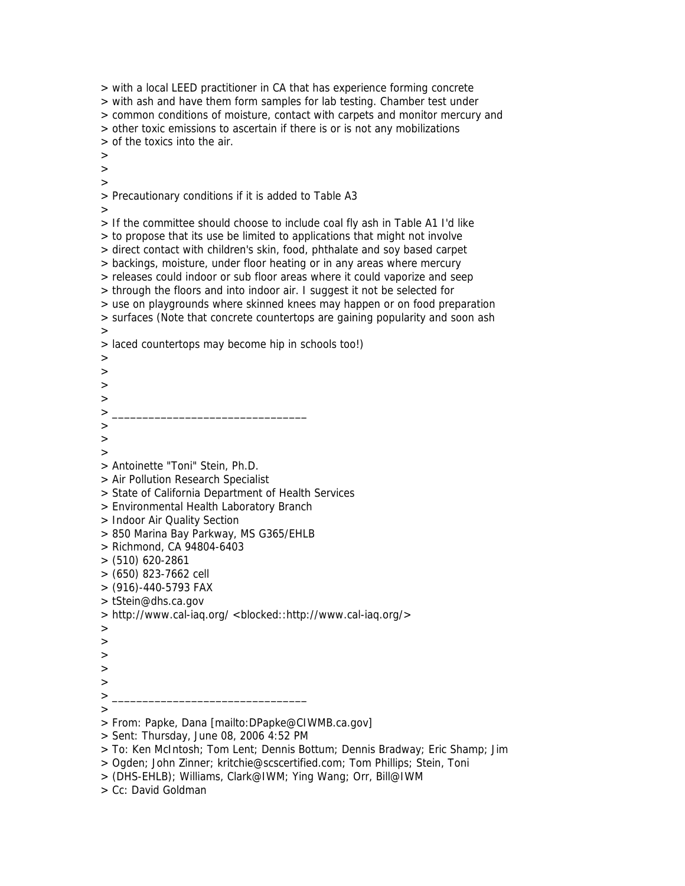> with a local LEED practitioner in CA that has experience forming concrete
> with ash and have them form samples for lab testing. Chamber test under
> common conditions of moisture, contact with carpets and monitor mercury and
> other toxic emissions to ascertain if there is or is not any mobilizations
> of the toxics into the air.
>
>
>
> Precautionary conditions if it is added to Table A3
>
> If the committee should choose to include coal fly ash in Table A1 I'd like
> to propose that its use be limited to applications that might not involve
> direct contact with children's skin, food, phthalate and soy based carpet
> backings, moisture, under floor heating or in any areas where mercury
> releases could indoor or sub floor areas where it could vaporize and seep
> through the floors and into indoor air. I suggest it not be selected for
> use on playgrounds where skinned knees may happen or on food preparation
> surfaces (Note that concrete countertops are gaining popularity and soon ash
>
> laced countertops may become hip in schools too!)
>
>
>
>
> ________________________________
>
>
>
> Antoinette "Toni" Stein, Ph.D.
> Air Pollution Research Specialist
> State of California Department of Health Services
> Environmental Health Laboratory Branch
> Indoor Air Quality Section
> 850 Marina Bay Parkway, MS G365/EHLB
> Richmond, CA 94804-6403
> (510) 620-2861
> (650) 823-7662 cell
> (916)-440-5793 FAX
> tStein@dhs.ca.gov
> http://www.cal-iaq.org/ <blocked::http://www.cal-iaq.org/>
>
>
>
>
>
> ________________________________
>
> From: Papke, Dana [mailto:DPapke@CIWMB.ca.gov]
> Sent: Thursday, June 08, 2006 4:52 PM
> To: Ken McIntosh; Tom Lent; Dennis Bottum; Dennis Bradway; Eric Shamp; Jim
> Ogden; John Zinner; kritchie@scscertified.com; Tom Phillips; Stein, Toni
> (DHS-EHLB); Williams, Clark@IWM; Ying Wang; Orr, Bill@IWM
> Cc: David Goldman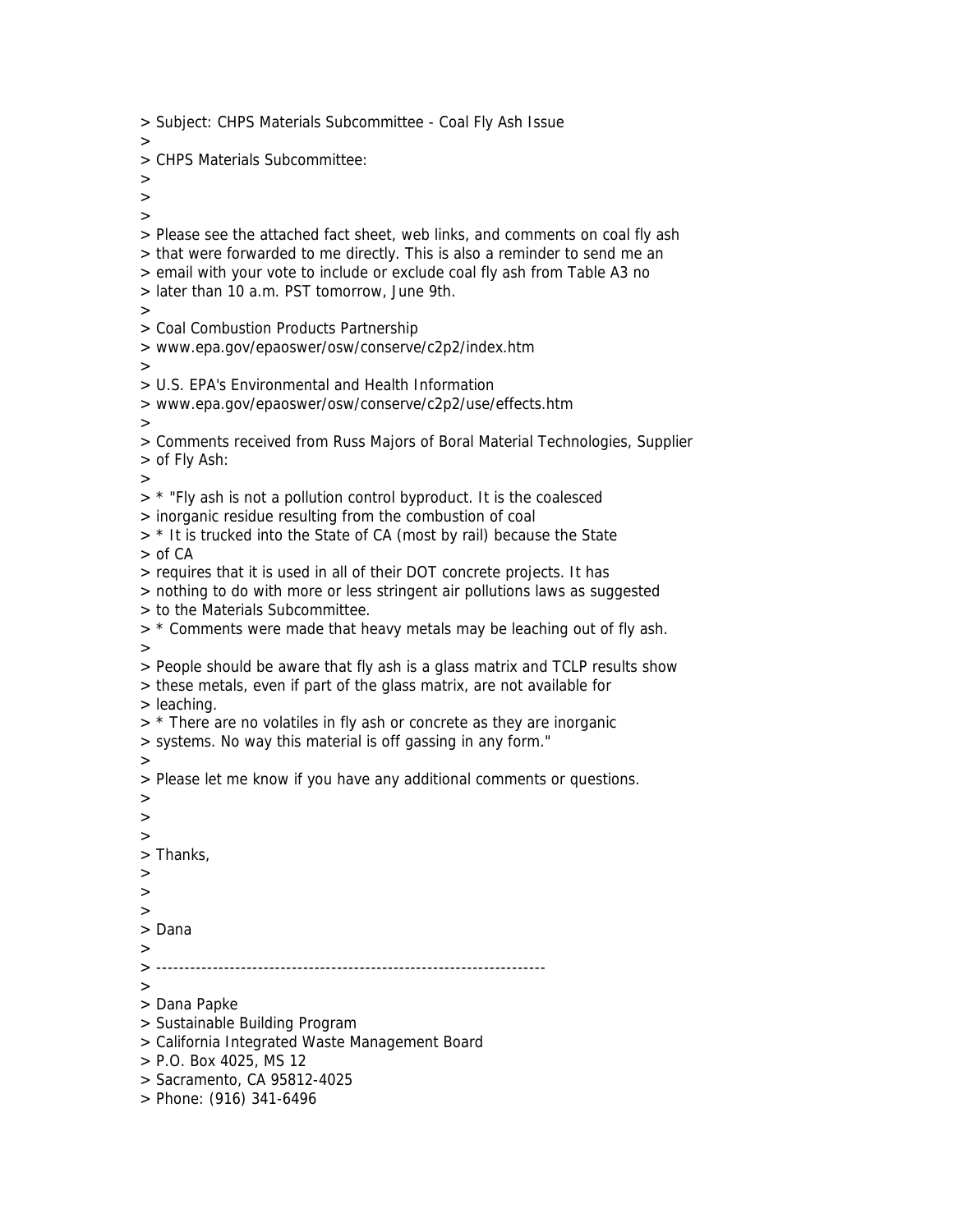> Subject: CHPS Materials Subcommittee - Coal Fly Ash Issue
>
> CHPS Materials Subcommittee:
>
>
>
> Please see the attached fact sheet, web links, and comments on coal fly ash
> that were forwarded to me directly. This is also a reminder to send me an
> email with your vote to include or exclude coal fly ash from Table A3 no
> later than 10 a.m. PST tomorrow, June 9th.
>
> Coal Combustion Products Partnership
> www.epa.gov/epaoswer/osw/conserve/c2p2/index.htm
>
> U.S. EPA's Environmental and Health Information
> www.epa.gov/epaoswer/osw/conserve/c2p2/use/effects.htm
>
> Comments received from Russ Majors of Boral Material Technologies, Supplier
> of Fly Ash:
>
> * "Fly ash is not a pollution control byproduct. It is the coalesced
> inorganic residue resulting from the combustion of coal
> * It is trucked into the State of CA (most by rail) because the State
> of CA
> requires that it is used in all of their DOT concrete projects. It has
> nothing to do with more or less stringent air pollutions laws as suggested
> to the Materials Subcommittee.
> * Comments were made that heavy metals may be leaching out of fly ash.
>
> People should be aware that fly ash is a glass matrix and TCLP results show
> these metals, even if part of the glass matrix, are not available for
> leaching.
> * There are no volatiles in fly ash or concrete as they are inorganic
> systems. No way this material is off gassing in any form."
>
> Please let me know if you have any additional comments or questions.
>
>
>
> Thanks,
>
>
>
> Dana
>
> --------------------------------------------------------------------
>
> Dana Papke
> Sustainable Building Program
> California Integrated Waste Management Board
> P.O. Box 4025, MS 12
> Sacramento, CA 95812-4025
> Phone: (916) 341-6496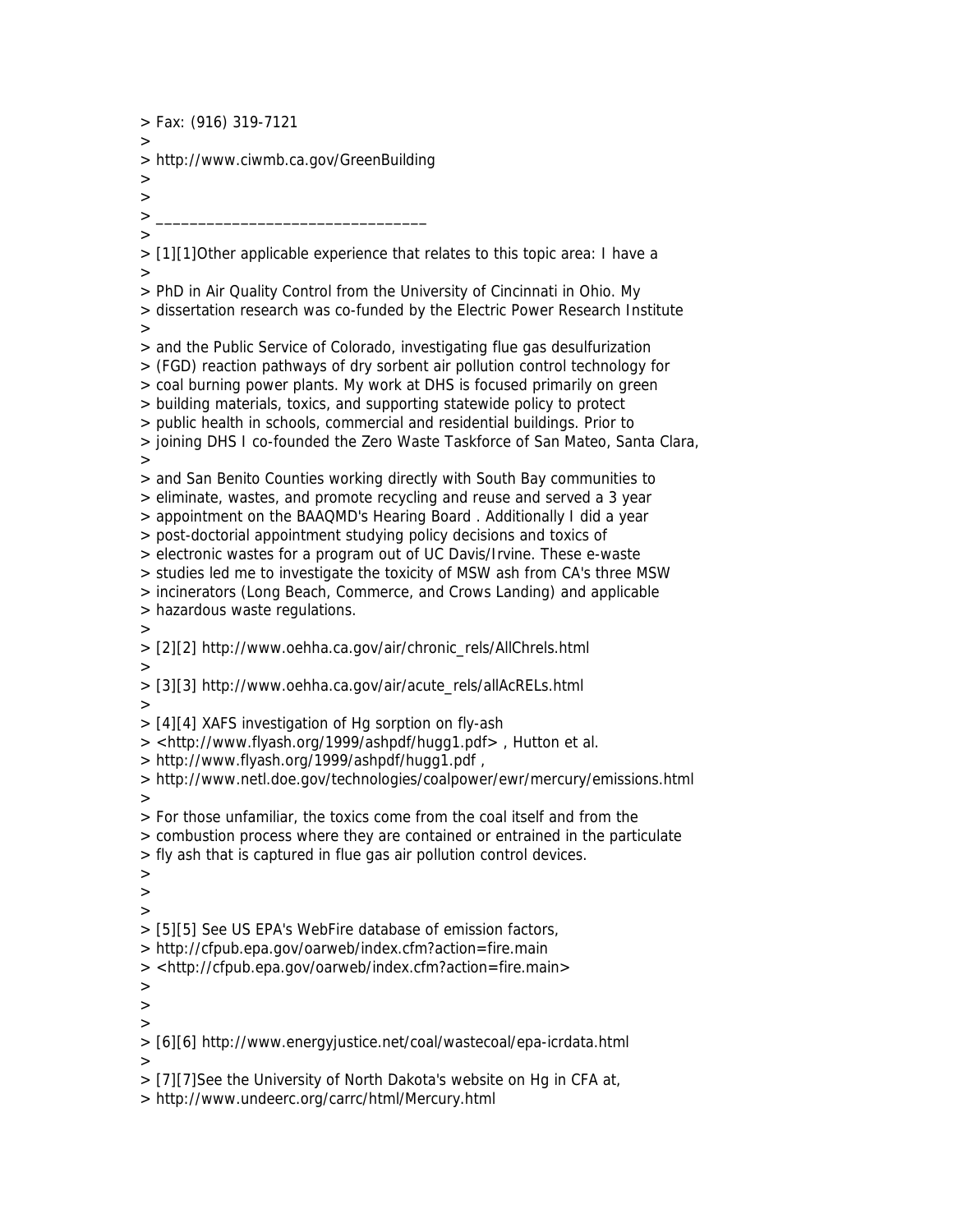> Fax: (916) 319-7121
>
> http://www.ciwmb.ca.gov/GreenBuilding
>
>
> ________________________________
>
> [1][1]Other applicable experience that relates to this topic area: I have a
>
> PhD in Air Quality Control from the University of Cincinnati in Ohio. My
> dissertation research was co-funded by the Electric Power Research Institute
>
> and the Public Service of Colorado, investigating flue gas desulfurization
> (FGD) reaction pathways of dry sorbent air pollution control technology for
> coal burning power plants. My work at DHS is focused primarily on green
> building materials, toxics, and supporting statewide policy to protect
> public health in schools, commercial and residential buildings. Prior to
> joining DHS I co-founded the Zero Waste Taskforce of San Mateo, Santa Clara,
>
> and San Benito Counties working directly with South Bay communities to
> eliminate, wastes, and promote recycling and reuse and served a 3 year
> appointment on the BAAQMD's Hearing Board . Additionally I did a year
> post-doctorial appointment studying policy decisions and toxics of
> electronic wastes for a program out of UC Davis/Irvine. These e-waste
> studies led me to investigate the toxicity of MSW ash from CA's three MSW
> incinerators (Long Beach, Commerce, and Crows Landing) and applicable
> hazardous waste regulations.
>
> [2][2] http://www.oehha.ca.gov/air/chronic_rels/AllChrels.html
>
> [3][3] http://www.oehha.ca.gov/air/acute_rels/allAcRELs.html
>
> [4][4] XAFS investigation of Hg sorption on fly-ash
> <http://www.flyash.org/1999/ashpdf/hugg1.pdf> , Hutton et al.
> http://www.flyash.org/1999/ashpdf/hugg1.pdf ,
> http://www.netl.doe.gov/technologies/coalpower/ewr/mercury/emissions.html
>
> For those unfamiliar, the toxics come from the coal itself and from the
> combustion process where they are contained or entrained in the particulate
> fly ash that is captured in flue gas air pollution control devices.
>
>
>
> [5][5] See US EPA's WebFire database of emission factors,
> http://cfpub.epa.gov/oarweb/index.cfm?action=fire.main
> <http://cfpub.epa.gov/oarweb/index.cfm?action=fire.main>
>
>
>
> [6][6] http://www.energyjustice.net/coal/wastecoal/epa-icrdata.html
>
> [7][7]See the University of North Dakota's website on Hg in CFA at,
> http://www.undeerc.org/carrc/html/Mercury.html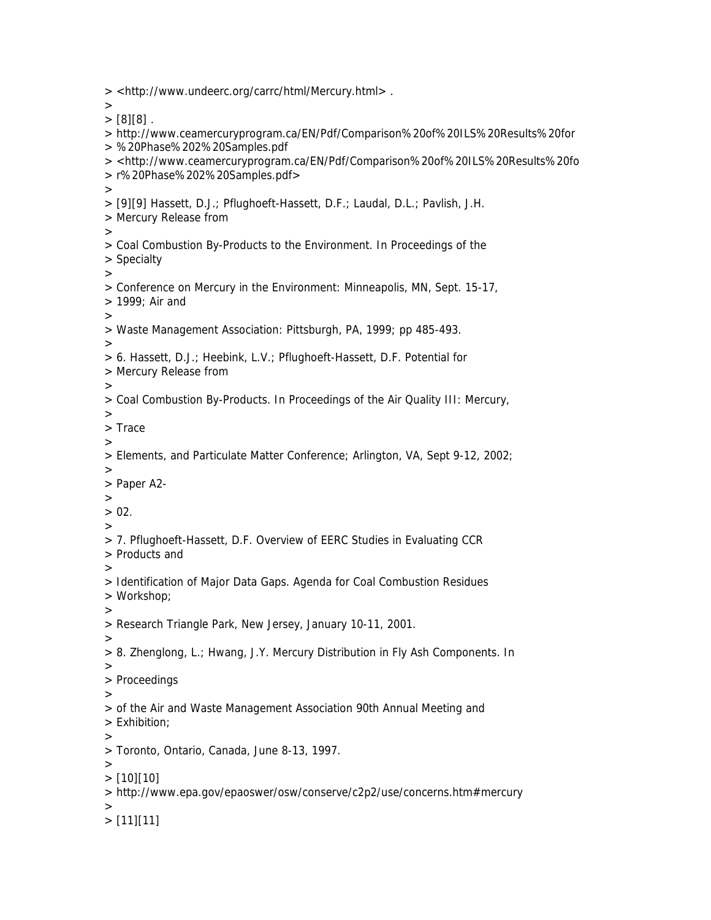> <http://www.undeerc.org/carrc/html/Mercury.html> .
>
> [8][8] .
> http://www.ceamercuryprogram.ca/EN/Pdf/Comparison%20of%20ILS%20Results%20for
> %20Phase%202%20Samples.pdf
> <http://www.ceamercuryprogram.ca/EN/Pdf/Comparison%20of%20ILS%20Results%20fo
> r%20Phase%202%20Samples.pdf>
>
> [9][9] Hassett, D.J.; Pflughoeft-Hassett, D.F.; Laudal, D.L.; Pavlish, J.H.
> Mercury Release from
>
> Coal Combustion By-Products to the Environment. In Proceedings of the
> Specialty
>
> Conference on Mercury in the Environment: Minneapolis, MN, Sept. 15-17,
> 1999; Air and
>
> Waste Management Association: Pittsburgh, PA, 1999; pp 485-493.
>
> 6. Hassett, D.J.; Heebink, L.V.; Pflughoeft-Hassett, D.F. Potential for
> Mercury Release from
>
> Coal Combustion By-Products. In Proceedings of the Air Quality III: Mercury,
>
> Trace
>
> Elements, and Particulate Matter Conference; Arlington, VA, Sept 9-12, 2002;
>
> Paper A2-
>
> 02.
>
> 7. Pflughoeft-Hassett, D.F. Overview of EERC Studies in Evaluating CCR
> Products and
>
> Identification of Major Data Gaps. Agenda for Coal Combustion Residues
> Workshop;
>
> Research Triangle Park, New Jersey, January 10-11, 2001.
>
> 8. Zhenglong, L.; Hwang, J.Y. Mercury Distribution in Fly Ash Components. In
>
> Proceedings
>
> of the Air and Waste Management Association 90th Annual Meeting and
> Exhibition;
>
> Toronto, Ontario, Canada, June 8-13, 1997.
>
> [10][10]
> http://www.epa.gov/epaoswer/osw/conserve/c2p2/use/concerns.htm#mercury
>
> [11][11]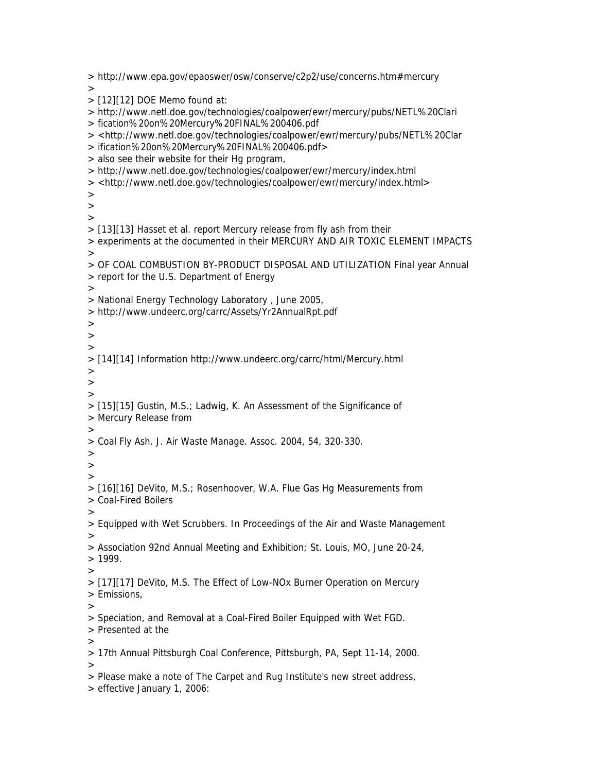> http://www.epa.gov/epaoswer/osw/conserve/c2p2/use/concerns.htm#mercury
>
> [12][12] DOE Memo found at:
> http://www.netl.doe.gov/technologies/coalpower/ewr/mercury/pubs/NETL%20Clari
> fication%20on%20Mercury%20FINAL%200406.pdf
> <http://www.netl.doe.gov/technologies/coalpower/ewr/mercury/pubs/NETL%20Clar
> ification%20on%20Mercury%20FINAL%200406.pdf>
> also see their website for their Hg program,
> http://www.netl.doe.gov/technologies/coalpower/ewr/mercury/index.html
> <http://www.netl.doe.gov/technologies/coalpower/ewr/mercury/index.html>
>
>
>
> [13][13] Hasset et al. report Mercury release from fly ash from their
> experiments at the documented in their MERCURY AND AIR TOXIC ELEMENT IMPACTS
>
> OF COAL COMBUSTION BY-PRODUCT DISPOSAL AND UTILIZATION Final year Annual
> report for the U.S. Department of Energy
>
> National Energy Technology Laboratory , June 2005,
> http://www.undeerc.org/carrc/Assets/Yr2AnnualRpt.pdf
>
>
>
> [14][14] Information http://www.undeerc.org/carrc/html/Mercury.html
>
>
>
> [15][15] Gustin, M.S.; Ladwig, K. An Assessment of the Significance of
> Mercury Release from
>
> Coal Fly Ash. J. Air Waste Manage. Assoc. 2004, 54, 320-330.
>
>
>
> [16][16] DeVito, M.S.; Rosenhoover, W.A. Flue Gas Hg Measurements from
> Coal-Fired Boilers
>
> Equipped with Wet Scrubbers. In Proceedings of the Air and Waste Management
>
> Association 92nd Annual Meeting and Exhibition; St. Louis, MO, June 20-24,
> 1999.
>
> [17][17] DeVito, M.S. The Effect of Low-NOx Burner Operation on Mercury
> Emissions,
>
> Speciation, and Removal at a Coal-Fired Boiler Equipped with Wet FGD.
> Presented at the
>
> 17th Annual Pittsburgh Coal Conference, Pittsburgh, PA, Sept 11-14, 2000.
>
> Please make a note of The Carpet and Rug Institute's new street address,
> effective January 1, 2006: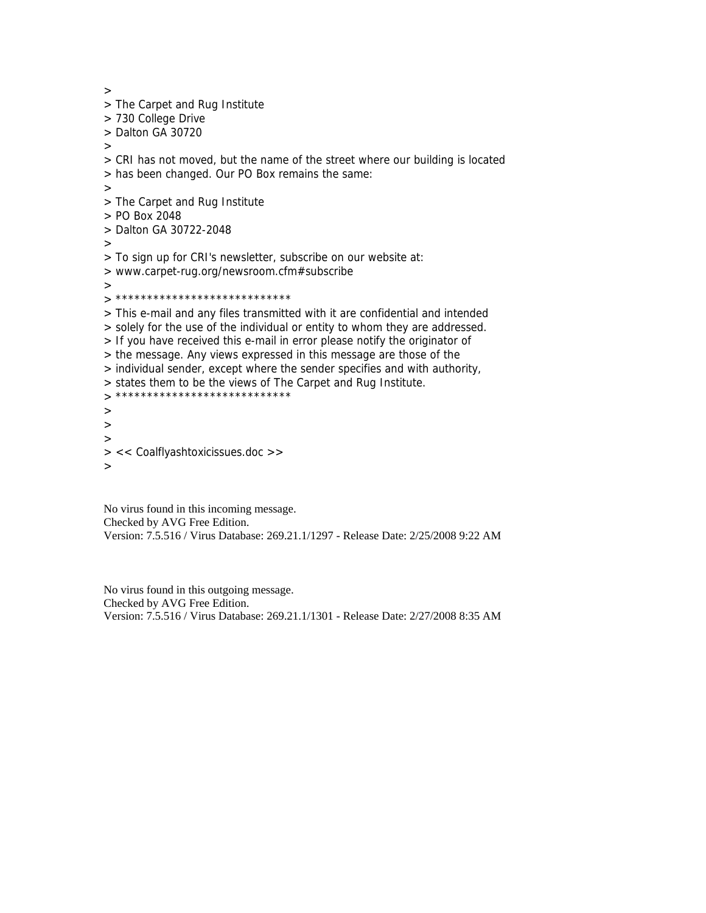>
> The Carpet and Rug Institute
> 730 College Drive
> Dalton GA 30720
>
> CRI has not moved, but the name of the street where our building is located
> has been changed. Our PO Box remains the same:
>
> The Carpet and Rug Institute
> PO Box 2048
> Dalton GA 30722-2048
>
> To sign up for CRI's newsletter, subscribe on our website at:
> www.carpet-rug.org/newsroom.cfm#subscribe
>
> ****************************
> This e-mail and any files transmitted with it are confidential and intended
> solely for the use of the individual or entity to whom they are addressed.
> If you have received this e-mail in error please notify the originator of
> the message. Any views expressed in this message are those of the
> individual sender, except where the sender specifies and with authority,
> states them to be the views of The Carpet and Rug Institute.
> ****************************
>
>
>
> << Coalflyashtoxicissues.doc >>
>

No virus found in this incoming message.
Checked by AVG Free Edition.
Version: 7.5.516 / Virus Database: 269.21.1/1297 - Release Date: 2/25/2008 9:22 AM

No virus found in this outgoing message.
Checked by AVG Free Edition.
Version: 7.5.516 / Virus Database: 269.21.1/1301 - Release Date: 2/27/2008 8:35 AM